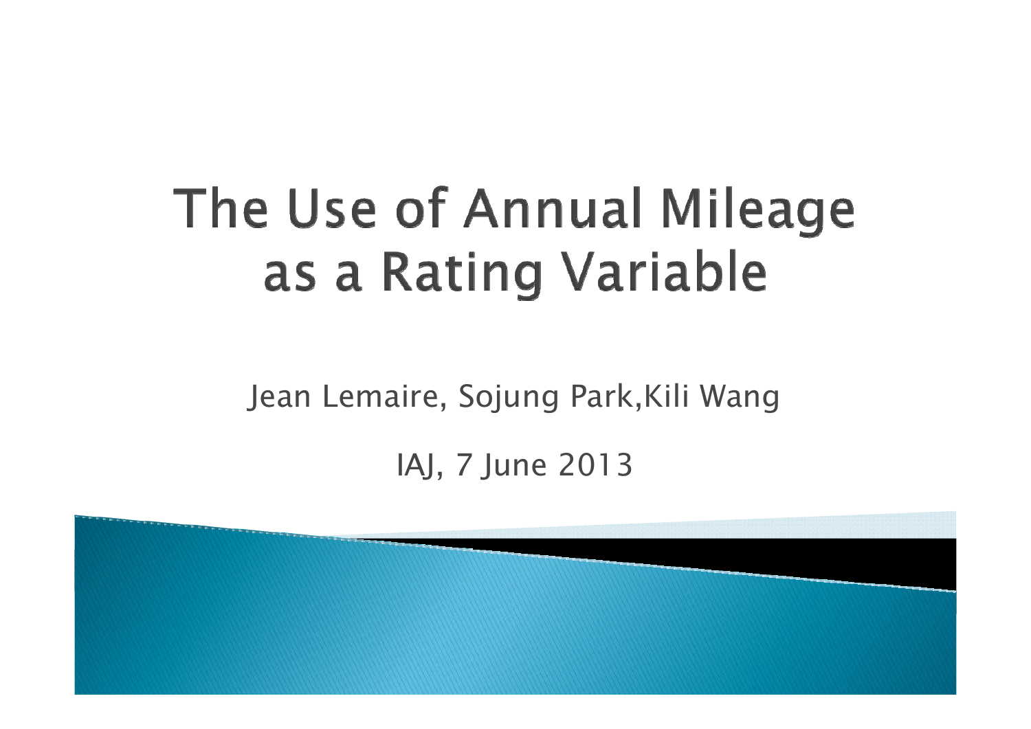# The Use of Annual Mileage as a Rating Variable

Jean Lemaire, Sojung Park,Kili Wang

IAJ, 7 June 2013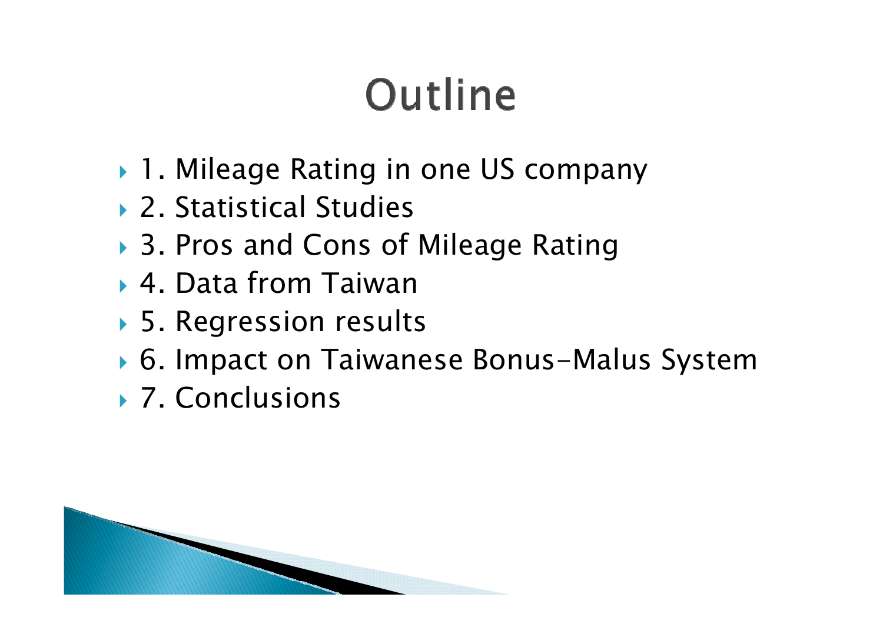# Outline

- 1. Mileage Rating in one US company
- 2. Statistical Studies
- 3. Pros and Cons of Mileage Rating
- 4. Data from Taiwan
- 5. Regression results
- 6. Impact on Taiwanese Bonus-Malus System
- 7. Conclusions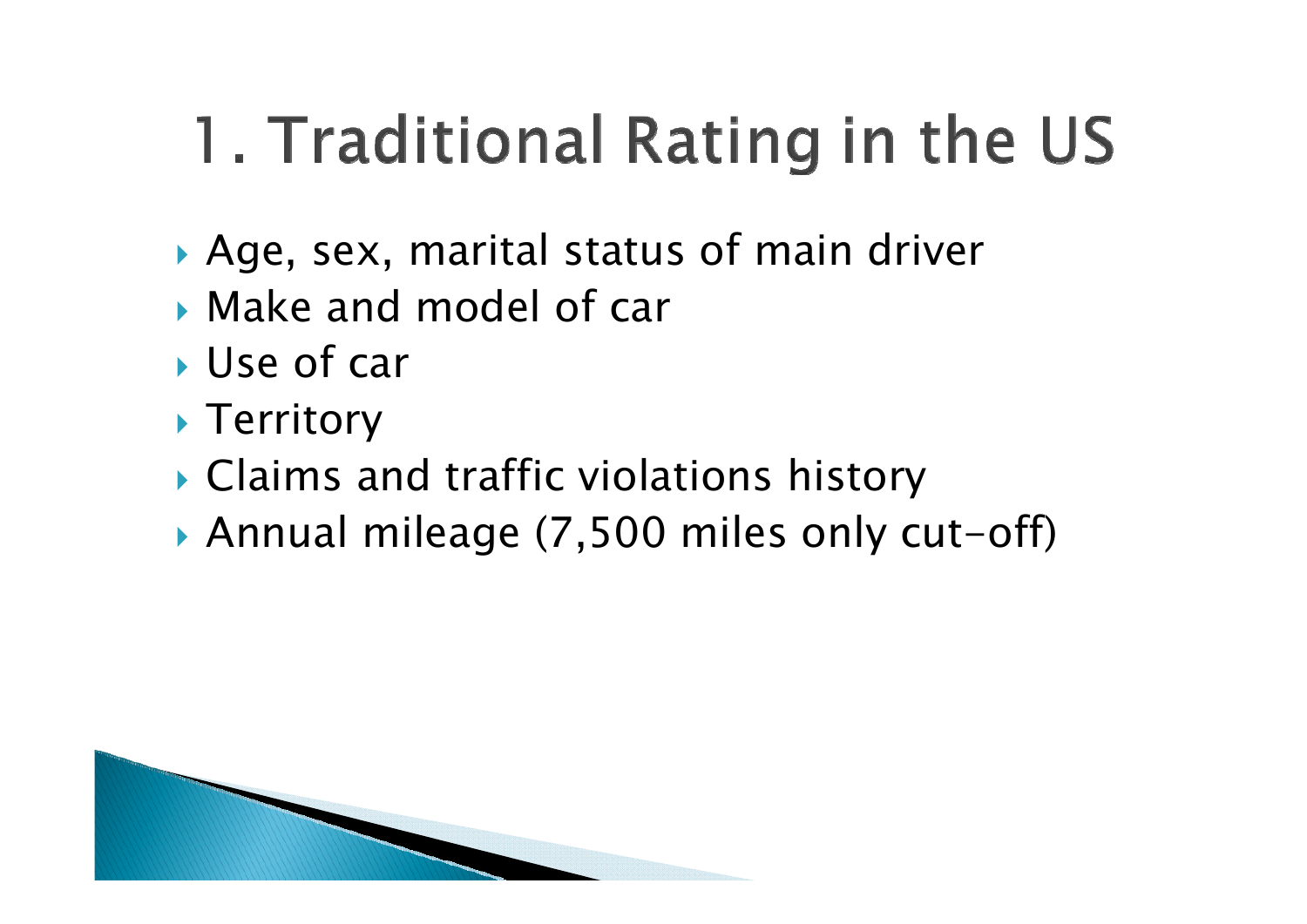# 1. Traditional Rating in the US

- Age, sex, marital status of main driver
- Make and model of car
- Use of car
- Territory
- Claims and traffic violations history
- Annual mileage (7,500 miles only cut-off)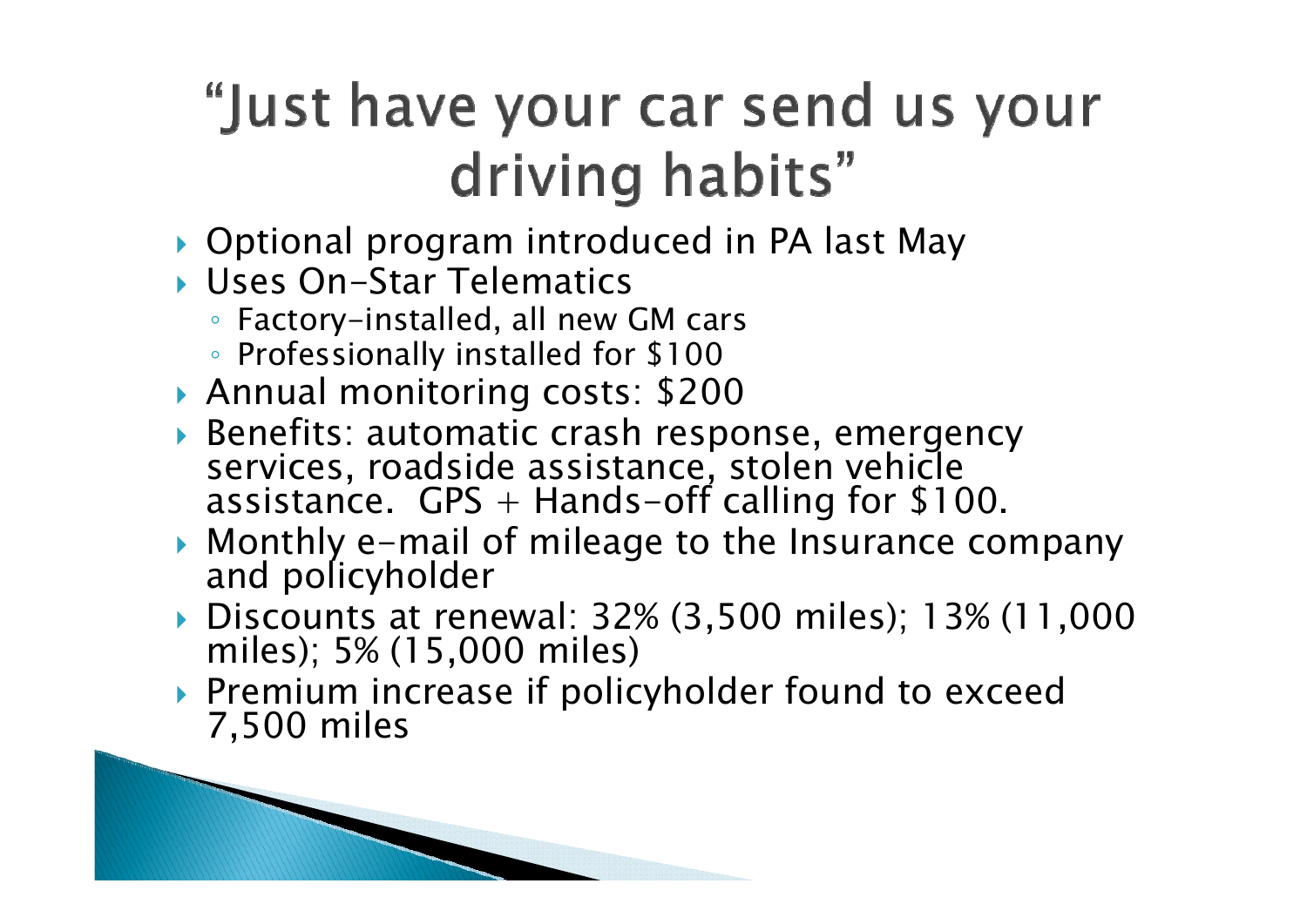# "Just have your car send us your driving habits"

- Optional program introduced in PA last May
- Uses On-Star Telematics
  - Factory-installed, all new GM cars
  - Professionally installed for $100
- Annual monitoring costs: $200
- Benefits: automatic crash response, emergency services, roadside assistance, stolen vehicle assistance. GPS + Hands-off calling for $100.
- Monthly e-mail of mileage to the Insurance company and policyholder
- Discounts at renewal: 32% (3,500 miles); 13% (11,000 miles); 5% (15,000 miles)
- Premium increase if policyholder found to exceed 7,500 miles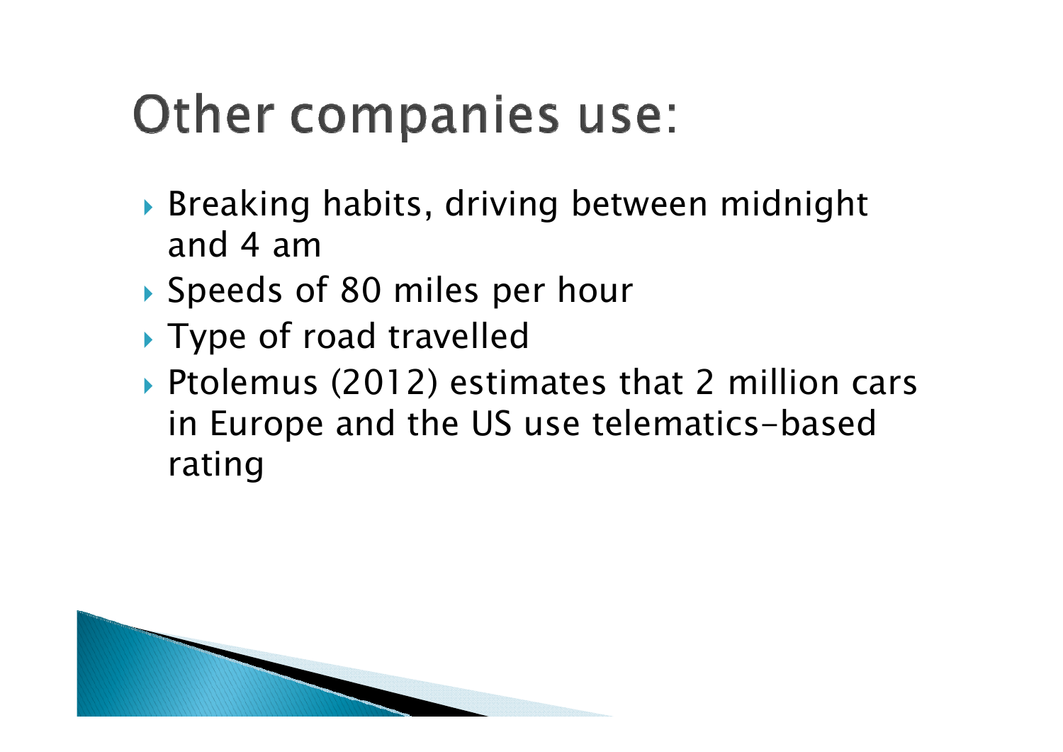# Other companies use:

- Breaking habits, driving between midnight and 4 am
- Speeds of 80 miles per hour
- Type of road travelled
- Ptolemus (2012) estimates that 2 million cars in Europe and the US use telematics-based rating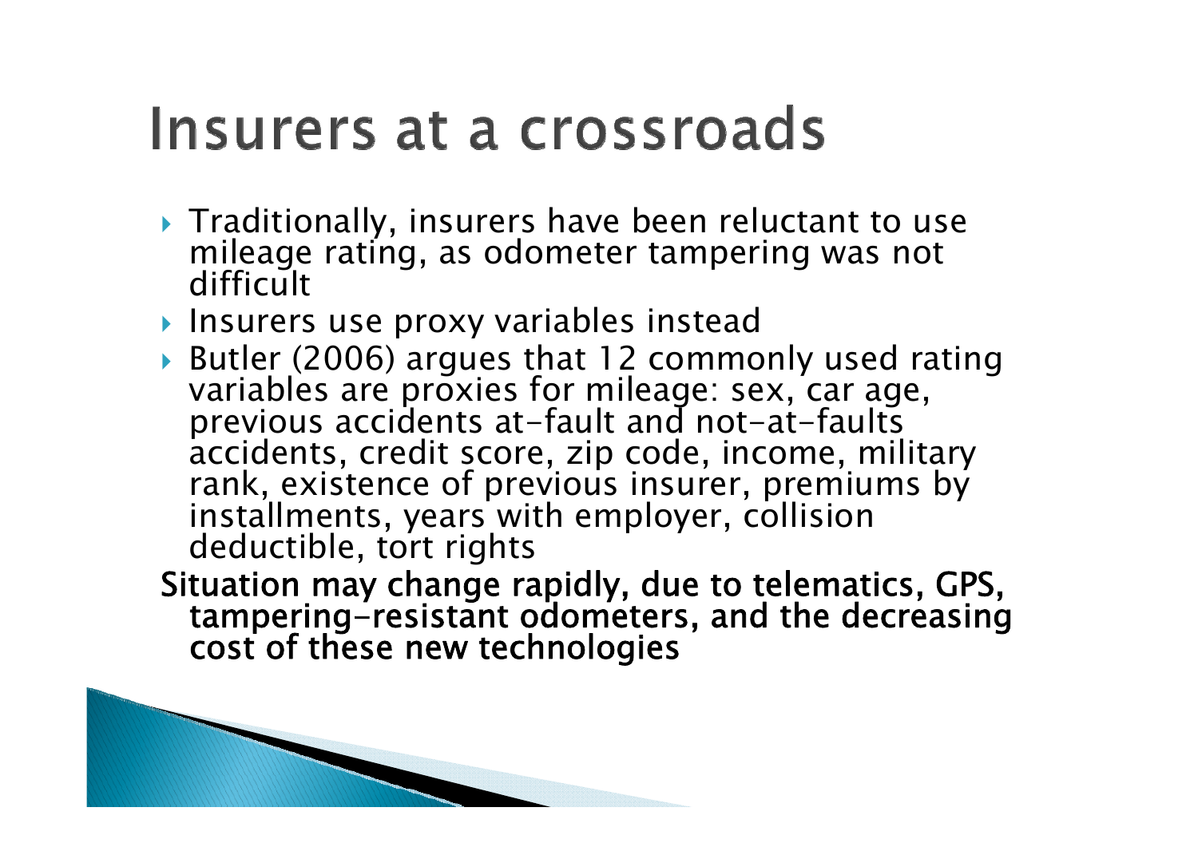# Insurers at a crossroads

- Traditionally, insurers have been reluctant to use mileage rating, as odometer tampering was not difficult
- Insurers use proxy variables instead
- Butler (2006) argues that 12 commonly used rating variables are proxies for mileage: sex, car age, previous accidents at-fault and not-at-faults accidents, credit score, zip code, income, military rank, existence of previous insurer, premiums by installments, years with employer, collision deductible, tort rights

**Situation may change rapidly, due to telematics, GPS, tampering-resistant odometers, and the decreasing cost of these new technologies**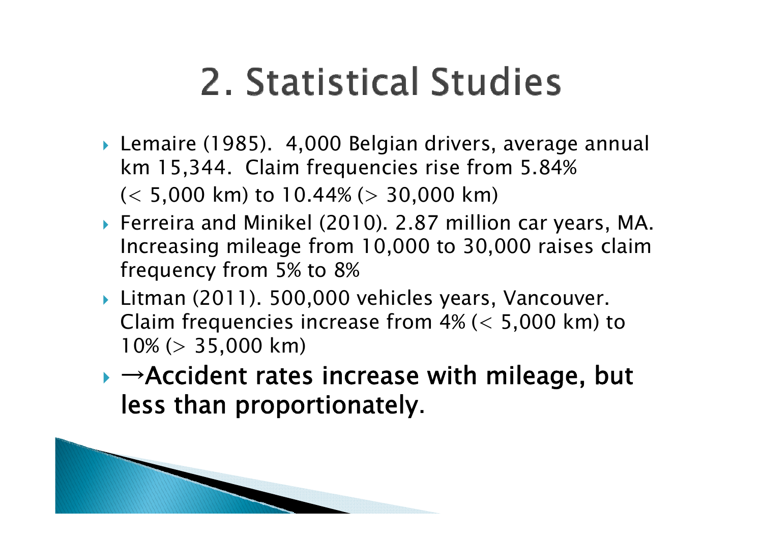# 2. Statistical Studies

- Lemaire (1985). 4,000 Belgian drivers, average annual km 15,344. Claim frequencies rise from 5.84% (< 5,000 km) to 10.44% (> 30,000 km)
- Ferreira and Minikel (2010). 2.87 million car years, MA. Increasing mileage from 10,000 to 30,000 raises claim frequency from 5% to 8%
- Litman (2011). 500,000 vehicles years, Vancouver. Claim frequencies increase from 4% (< 5,000 km) to 10% (> 35,000 km)
- **→Accident rates increase with mileage, but less than proportionately.**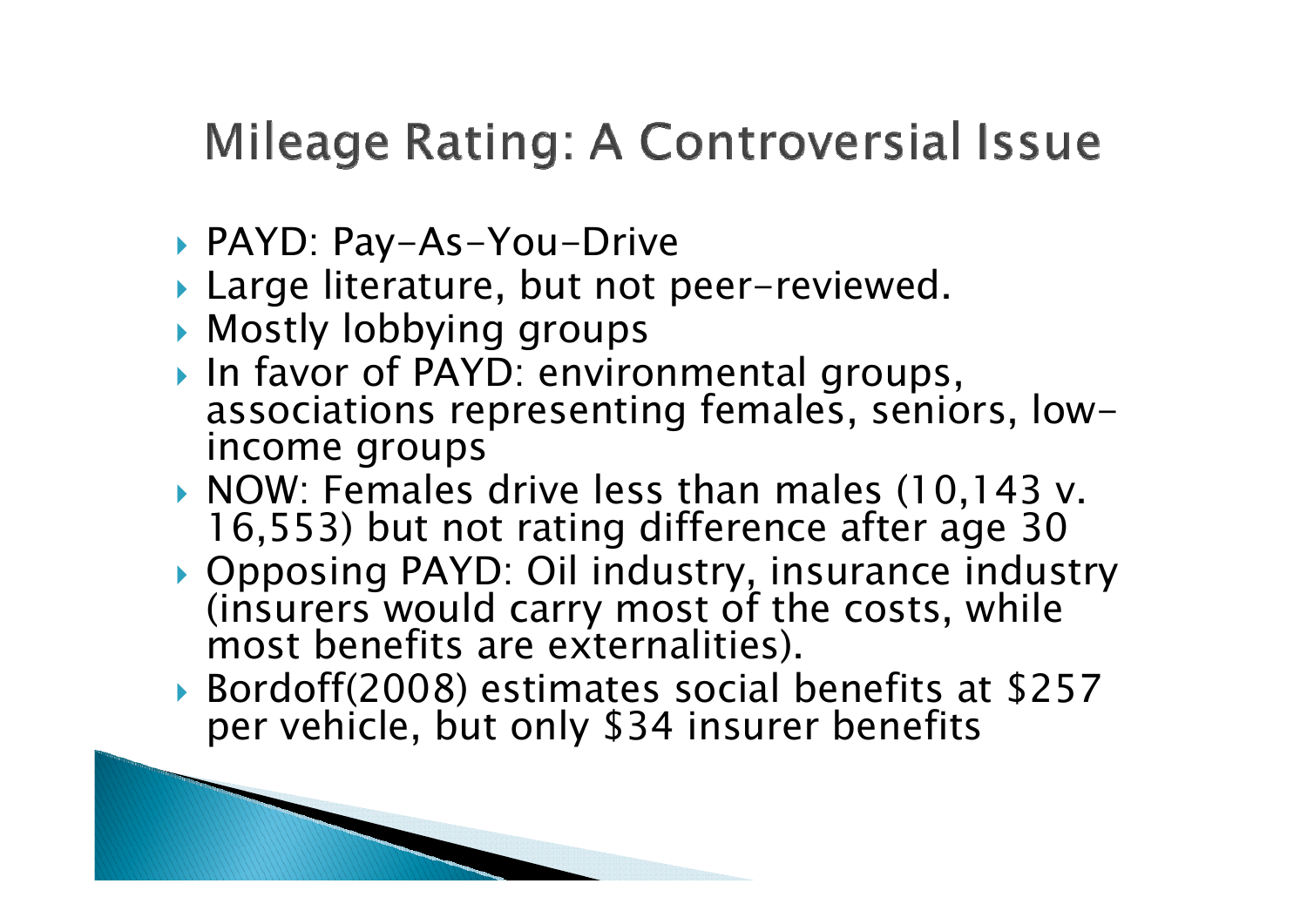# Mileage Rating: A Controversial Issue

- PAYD: Pay-As-You-Drive
- Large literature, but not peer-reviewed.
- Mostly lobbying groups
- In favor of PAYD: environmental groups, associations representing females, seniors, low-income groups
- NOW: Females drive less than males (10,143 v. 16,553) but not rating difference after age 30
- Opposing PAYD: Oil industry, insurance industry (insurers would carry most of the costs, while most benefits are externalities).
- Bordoff(2008) estimates social benefits at $257 per vehicle, but only $34 insurer benefits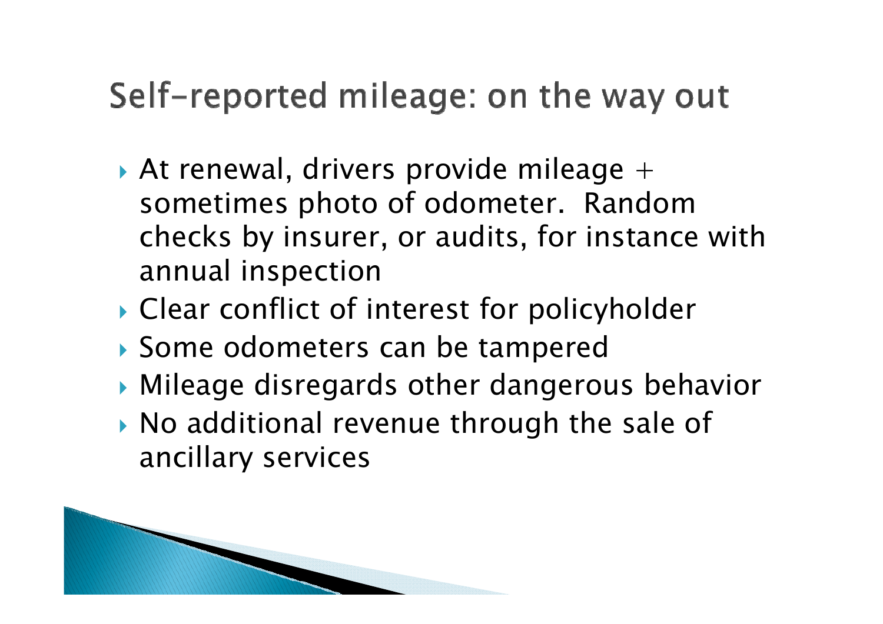# Self-reported mileage: on the way out

- At renewal, drivers provide mileage + sometimes photo of odometer. Random checks by insurer, or audits, for instance with annual inspection
- Clear conflict of interest for policyholder
- Some odometers can be tampered
- Mileage disregards other dangerous behavior
- No additional revenue through the sale of ancillary services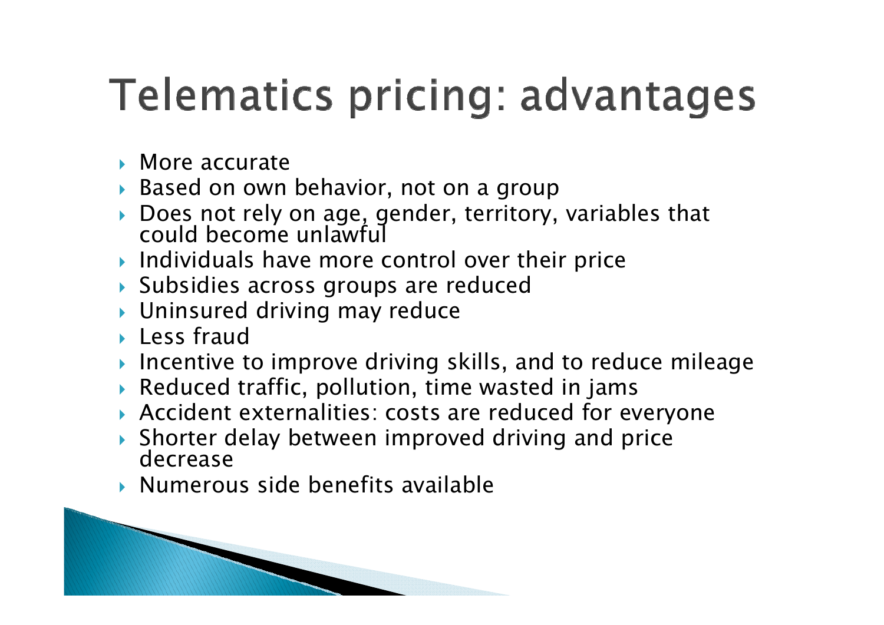# Telematics pricing: advantages

- More accurate
- Based on own behavior, not on a group
- Does not rely on age, gender, territory, variables that could become unlawful
- Individuals have more control over their price
- Subsidies across groups are reduced
- Uninsured driving may reduce
- Less fraud
- Incentive to improve driving skills, and to reduce mileage
- Reduced traffic, pollution, time wasted in jams
- Accident externalities: costs are reduced for everyone
- Shorter delay between improved driving and price decrease
- Numerous side benefits available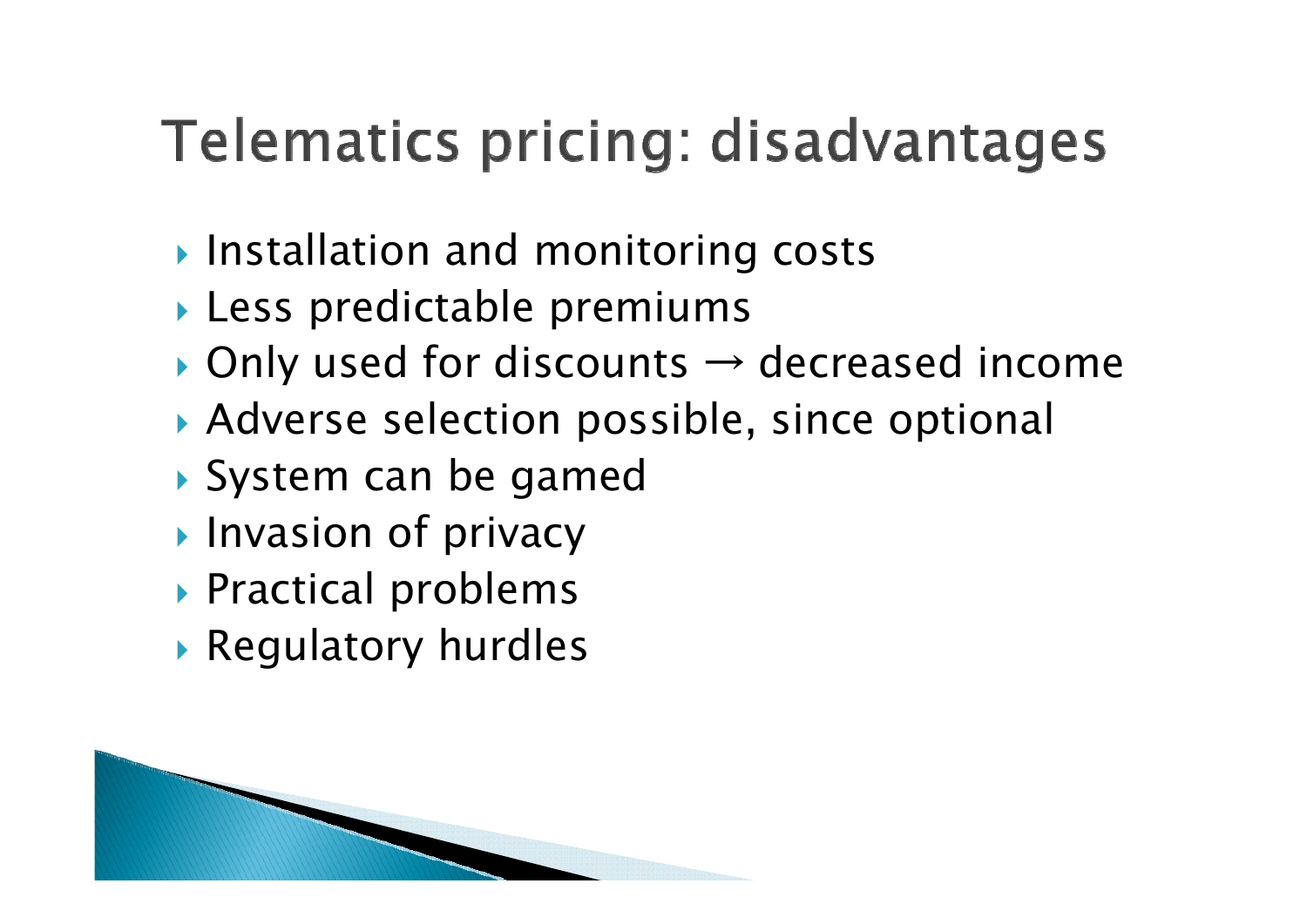# Telematics pricing: disadvantages

- Installation and monitoring costs
- Less predictable premiums
- Only used for discounts → decreased income
- Adverse selection possible, since optional
- System can be gamed
- Invasion of privacy
- Practical problems
- Regulatory hurdles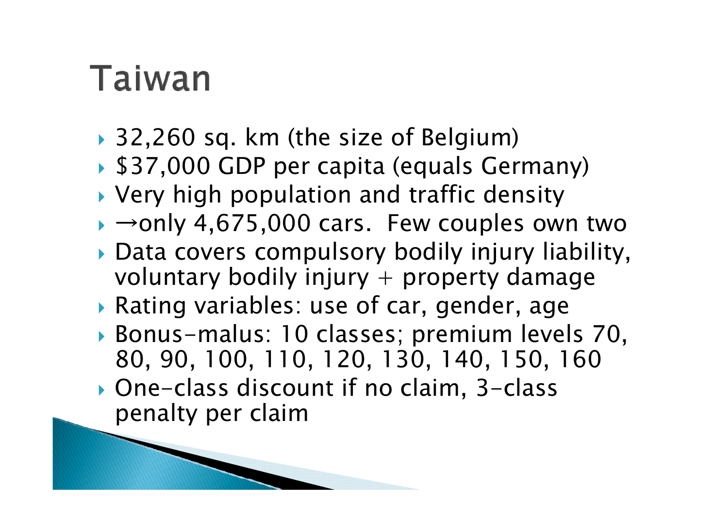# Taiwan

- 32,260 sq. km (the size of Belgium)
- $37,000 GDP per capita (equals Germany)
- Very high population and traffic density
- →only 4,675,000 cars. Few couples own two
- Data covers compulsory bodily injury liability, voluntary bodily injury + property damage
- Rating variables: use of car, gender, age
- Bonus-malus: 10 classes; premium levels 70, 80, 90, 100, 110, 120, 130, 140, 150, 160
- One-class discount if no claim, 3-class penalty per claim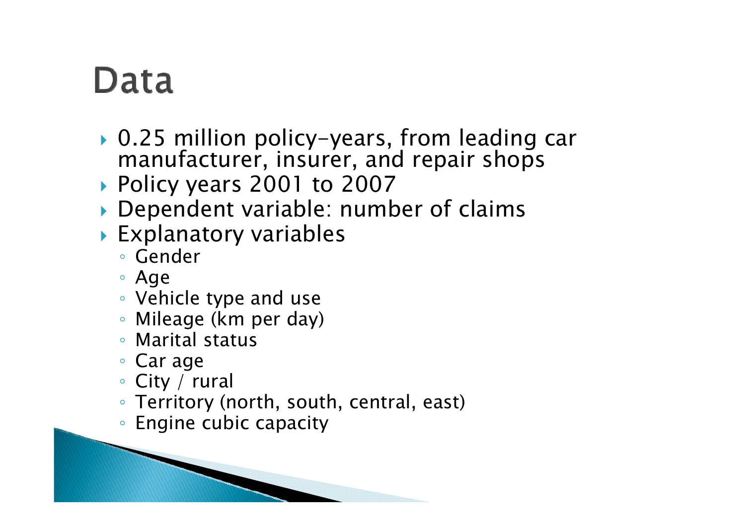# Data

- 0.25 million policy-years, from leading car manufacturer, insurer, and repair shops
- Policy years 2001 to 2007
- Dependent variable: number of claims
- Explanatory variables
  - Gender
  - Age
  - Vehicle type and use
  - Mileage (km per day)
  - Marital status
  - Car age
  - City / rural
  - Territory (north, south, central, east)
  - Engine cubic capacity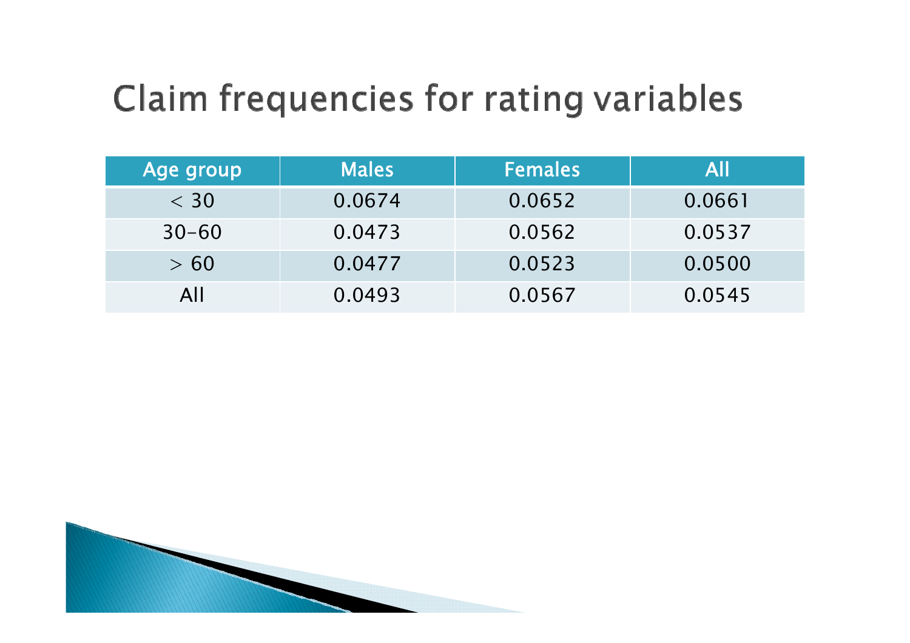# Claim frequencies for rating variables

| Age group | Males | Females | All |
|---|---|---|---|
| $< 30$ | 0.0674 | 0.0652 | 0.0661 |
| 30–60 | 0.0473 | 0.0562 | 0.0537 |
| $> 60$ | 0.0477 | 0.0523 | 0.0500 |
| All | 0.0493 | 0.0567 | 0.0545 |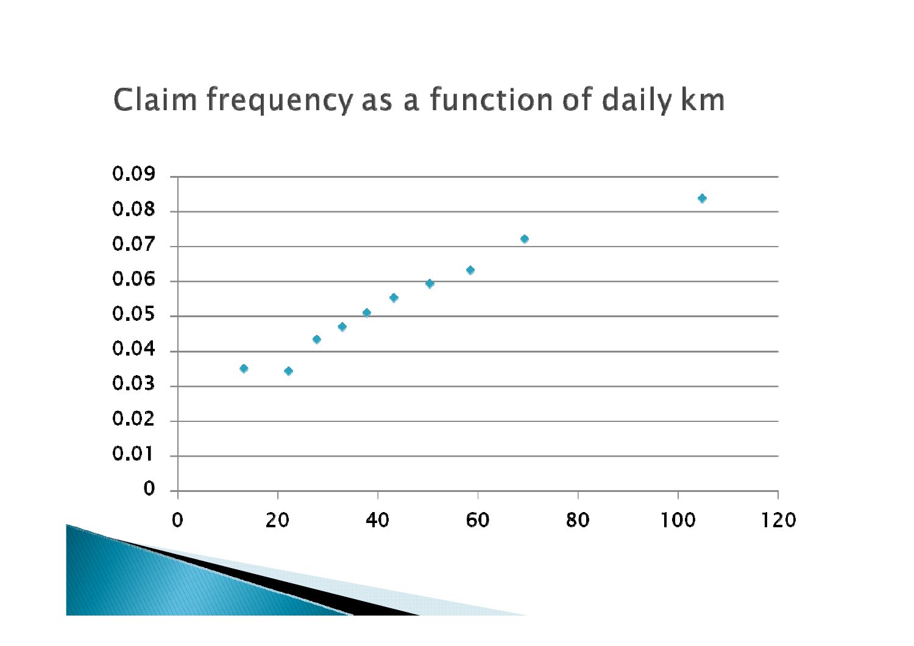# Claim frequency as a function of daily km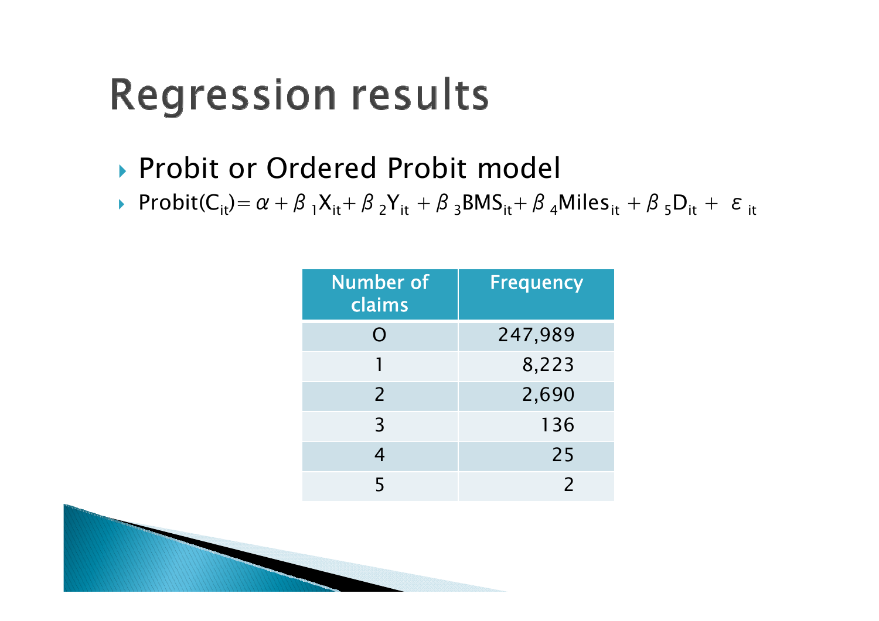# Regression results

- Probit or Ordered Probit model
- $\text{Probit}(C_{it}) = \alpha + \beta_1 X_{it} + \beta_2 Y_{it} + \beta_3 \text{BMS}_{it} + \beta_4 \text{Miles}_{it} + \beta_5 D_{it} + \varepsilon_{it}$

| Number of claims | Frequency |
|---|---|
| 0 | 247,989 |
| 1 | 8,223 |
| 2 | 2,690 |
| 3 | 136 |
| 4 | 25 |
| 5 | 2 |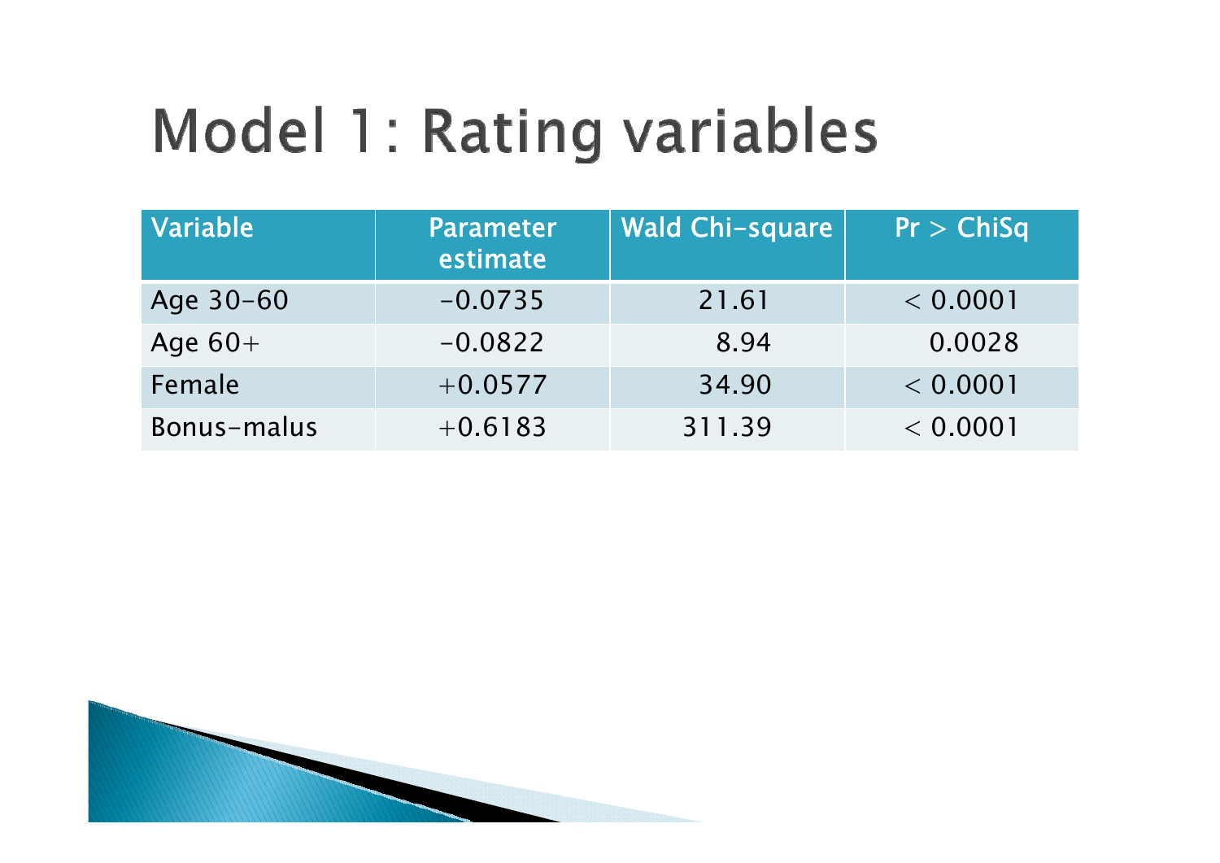# Model 1: Rating variables

| Variable | Parameter estimate | Wald Chi-square | Pr > ChiSq |
|---|---|---|---|
| Age 30-60 | -0.0735 | 21.61 | < 0.0001 |
| Age 60+ | -0.0822 | 8.94 | 0.0028 |
| Female | +0.0577 | 34.90 | < 0.0001 |
| Bonus-malus | +0.6183 | 311.39 | < 0.0001 |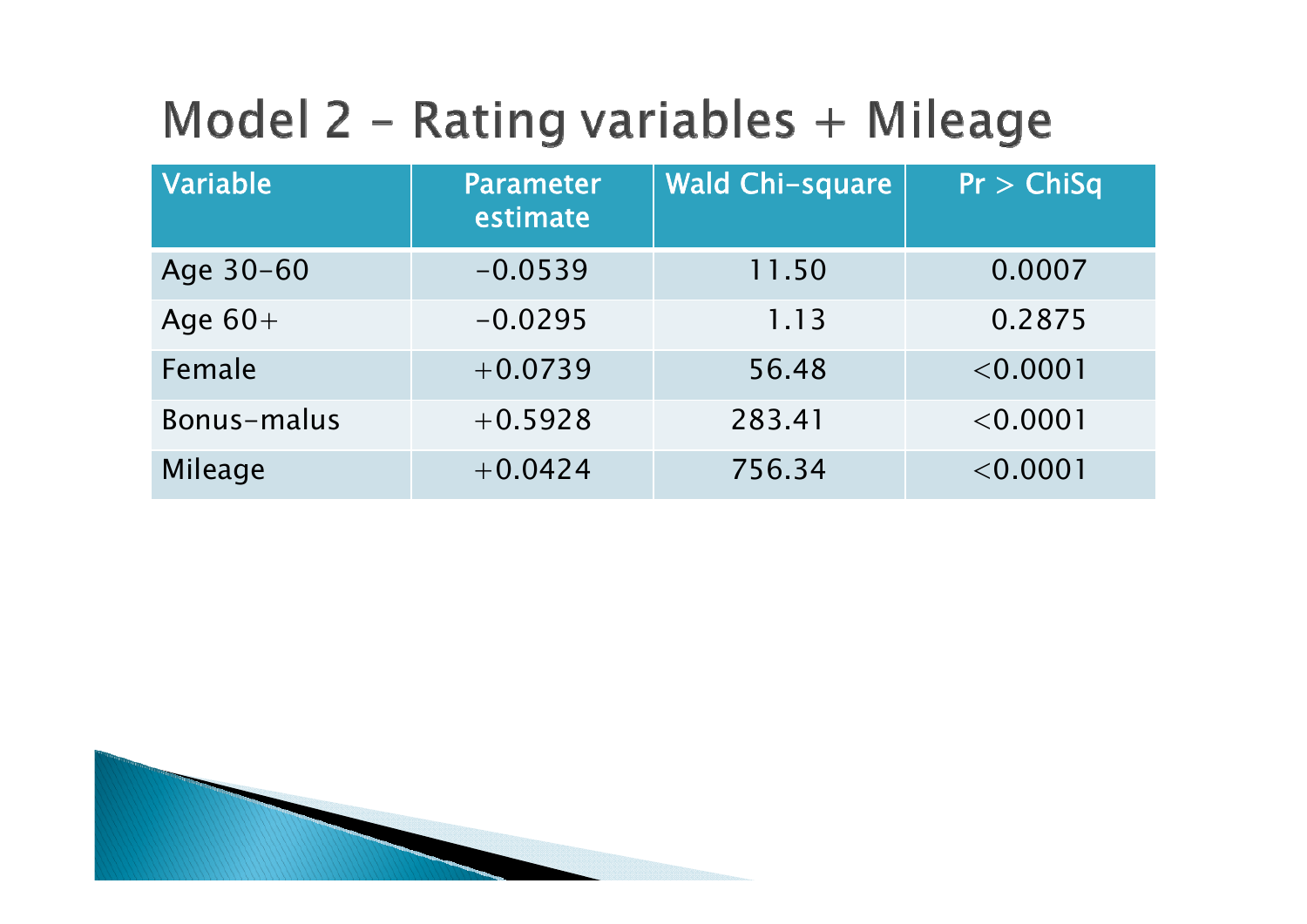# Model 2 – Rating variables + Mileage

| Variable | Parameter estimate | Wald Chi-square | Pr > ChiSq |
|---|---|---|---|
| Age 30-60 | -0.0539 | 11.50 | 0.0007 |
| Age 60+ | -0.0295 | 1.13 | 0.2875 |
| Female | +0.0739 | 56.48 | <0.0001 |
| Bonus-malus | +0.5928 | 283.41 | <0.0001 |
| Mileage | +0.0424 | 756.34 | <0.0001 |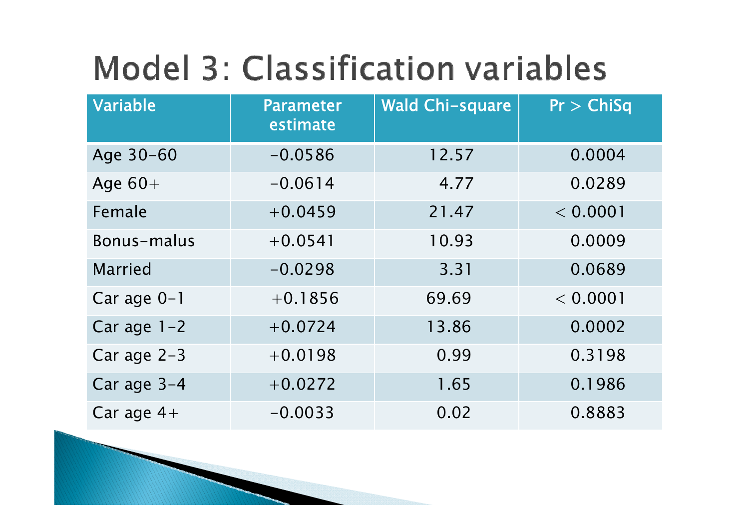# Model 3: Classification variables

| Variable | Parameter estimate | Wald Chi-square | Pr > ChiSq |
|---|---|---|---|
| Age 30-60 | -0.0586 | 12.57 | 0.0004 |
| Age 60+ | -0.0614 | 4.77 | 0.0289 |
| Female | +0.0459 | 21.47 | < 0.0001 |
| Bonus-malus | +0.0541 | 10.93 | 0.0009 |
| Married | -0.0298 | 3.31 | 0.0689 |
| Car age 0-1 | +0.1856 | 69.69 | < 0.0001 |
| Car age 1-2 | +0.0724 | 13.86 | 0.0002 |
| Car age 2-3 | +0.0198 | 0.99 | 0.3198 |
| Car age 3-4 | +0.0272 | 1.65 | 0.1986 |
| Car age 4+ | -0.0033 | 0.02 | 0.8883 |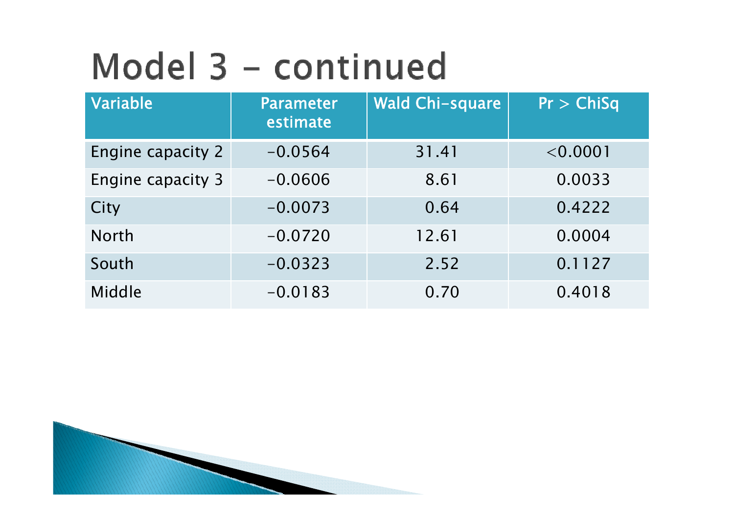# Model 3 – continued

| Variable | Parameter estimate | Wald Chi-square | Pr > ChiSq |
|---|---|---|---|
| Engine capacity 2 | -0.0564 | 31.41 | <0.0001 |
| Engine capacity 3 | -0.0606 | 8.61 | 0.0033 |
| City | -0.0073 | 0.64 | 0.4222 |
| North | -0.0720 | 12.61 | 0.0004 |
| South | -0.0323 | 2.52 | 0.1127 |
| Middle | -0.0183 | 0.70 | 0.4018 |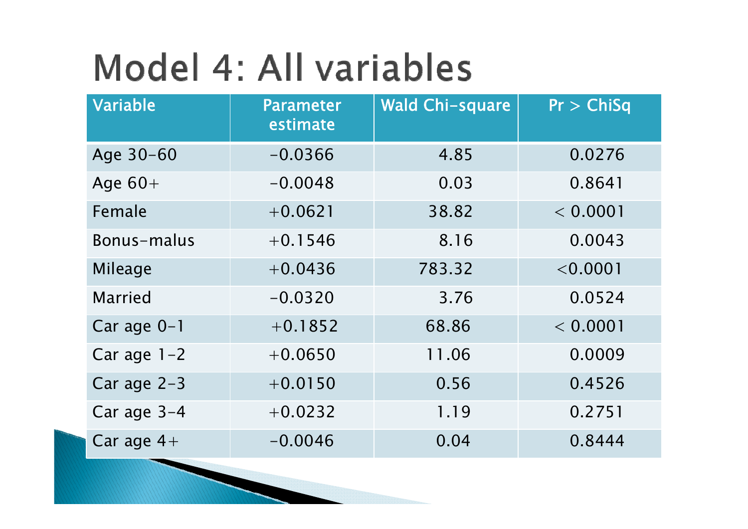# Model 4: All variables

| Variable | Parameter estimate | Wald Chi-square | Pr > ChiSq |
| --- | --- | --- | --- |
| Age 30-60 | -0.0366 | 4.85 | 0.0276 |
| Age 60+ | -0.0048 | 0.03 | 0.8641 |
| Female | +0.0621 | 38.82 | < 0.0001 |
| Bonus-malus | +0.1546 | 8.16 | 0.0043 |
| Mileage | +0.0436 | 783.32 | <0.0001 |
| Married | -0.0320 | 3.76 | 0.0524 |
| Car age 0-1 | +0.1852 | 68.86 | < 0.0001 |
| Car age 1-2 | +0.0650 | 11.06 | 0.0009 |
| Car age 2-3 | +0.0150 | 0.56 | 0.4526 |
| Car age 3-4 | +0.0232 | 1.19 | 0.2751 |
| Car age 4+ | -0.0046 | 0.04 | 0.8444 |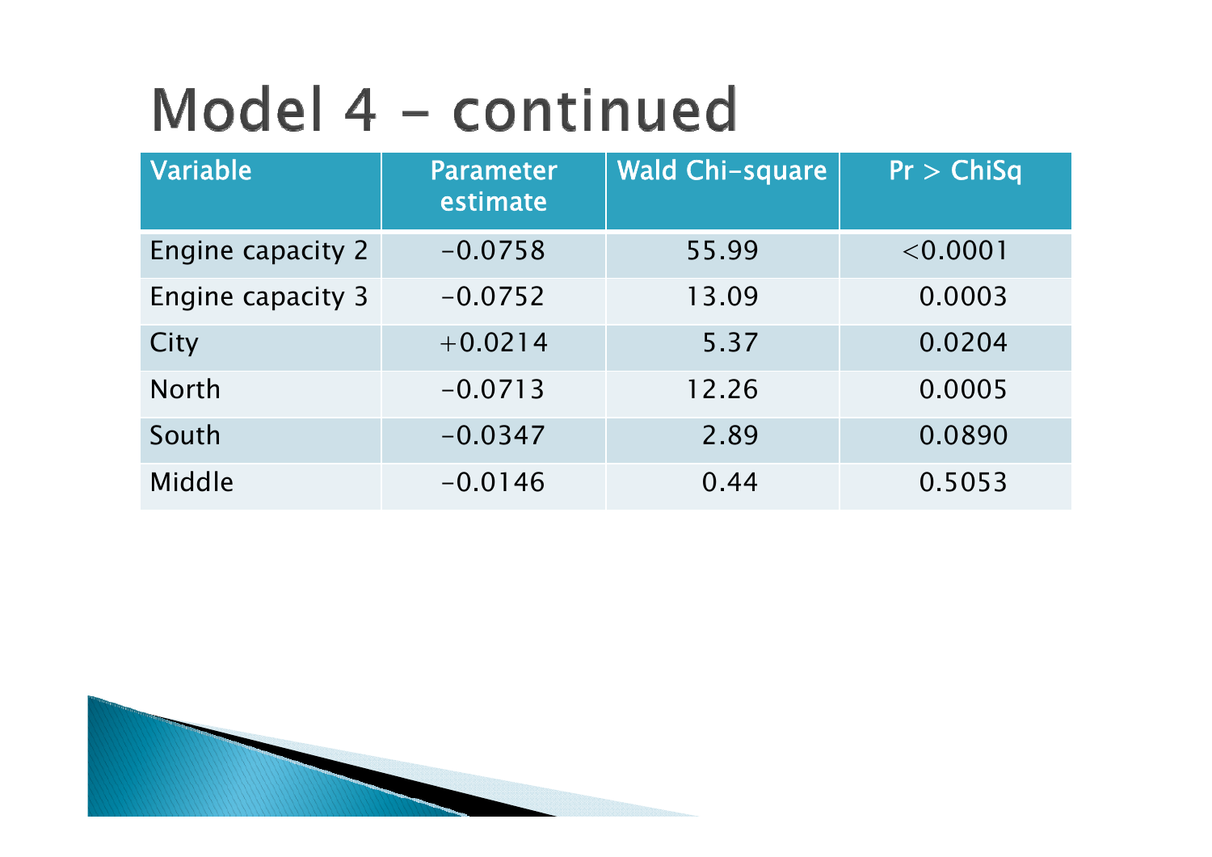# Model 4 – continued

| Variable | Parameter estimate | Wald Chi-square | Pr > ChiSq |
|---|---|---|---|
| Engine capacity 2 | −0.0758 | 55.99 | <0.0001 |
| Engine capacity 3 | −0.0752 | 13.09 | 0.0003 |
| City | +0.0214 | 5.37 | 0.0204 |
| North | −0.0713 | 12.26 | 0.0005 |
| South | −0.0347 | 2.89 | 0.0890 |
| Middle | −0.0146 | 0.44 | 0.5053 |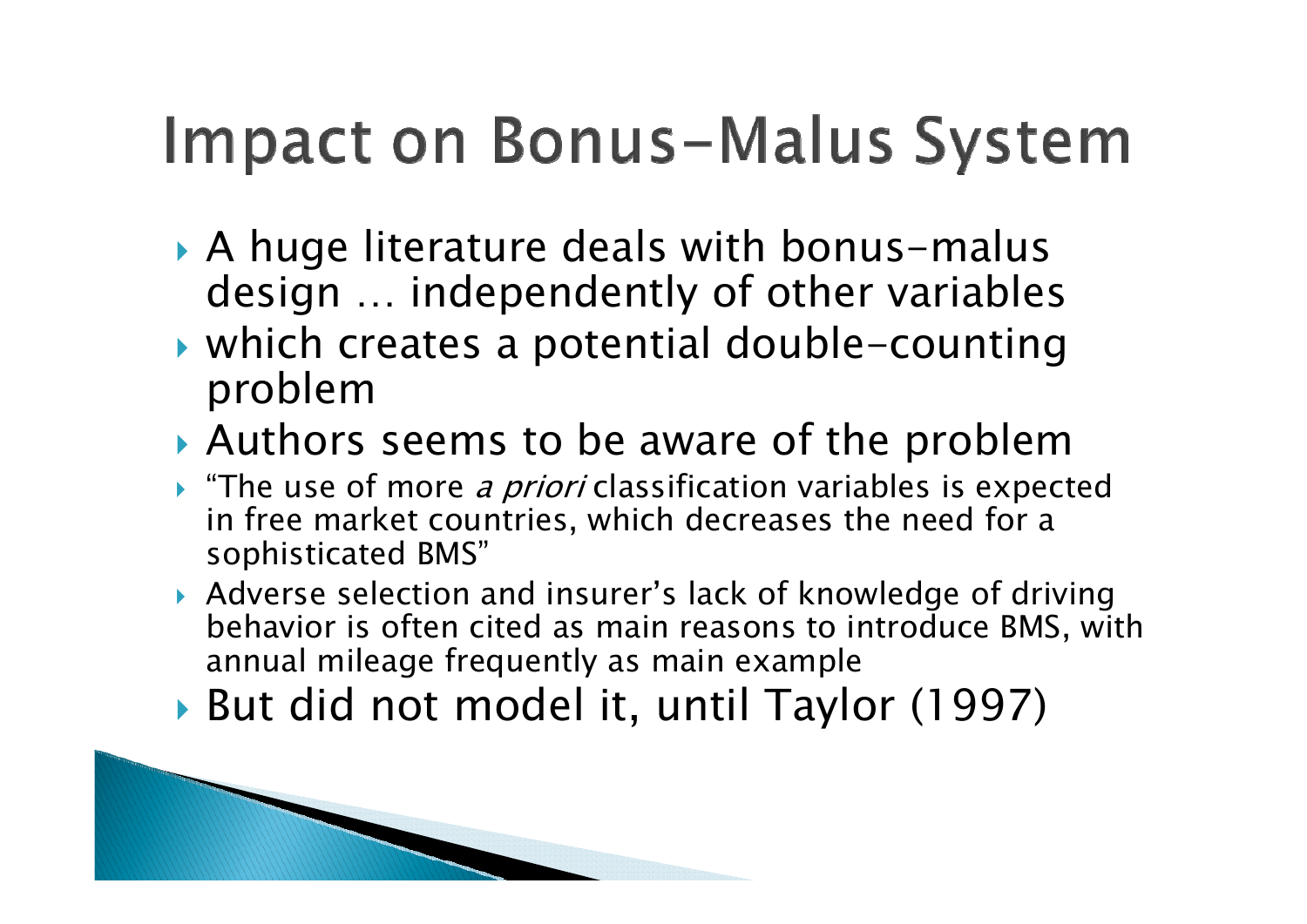# Impact on Bonus-Malus System

- A huge literature deals with bonus-malus design … independently of other variables
- which creates a potential double-counting problem
- Authors seems to be aware of the problem
- "The use of more *a priori* classification variables is expected in free market countries, which decreases the need for a sophisticated BMS"
- Adverse selection and insurer's lack of knowledge of driving behavior is often cited as main reasons to introduce BMS, with annual mileage frequently as main example
- But did not model it, until Taylor (1997)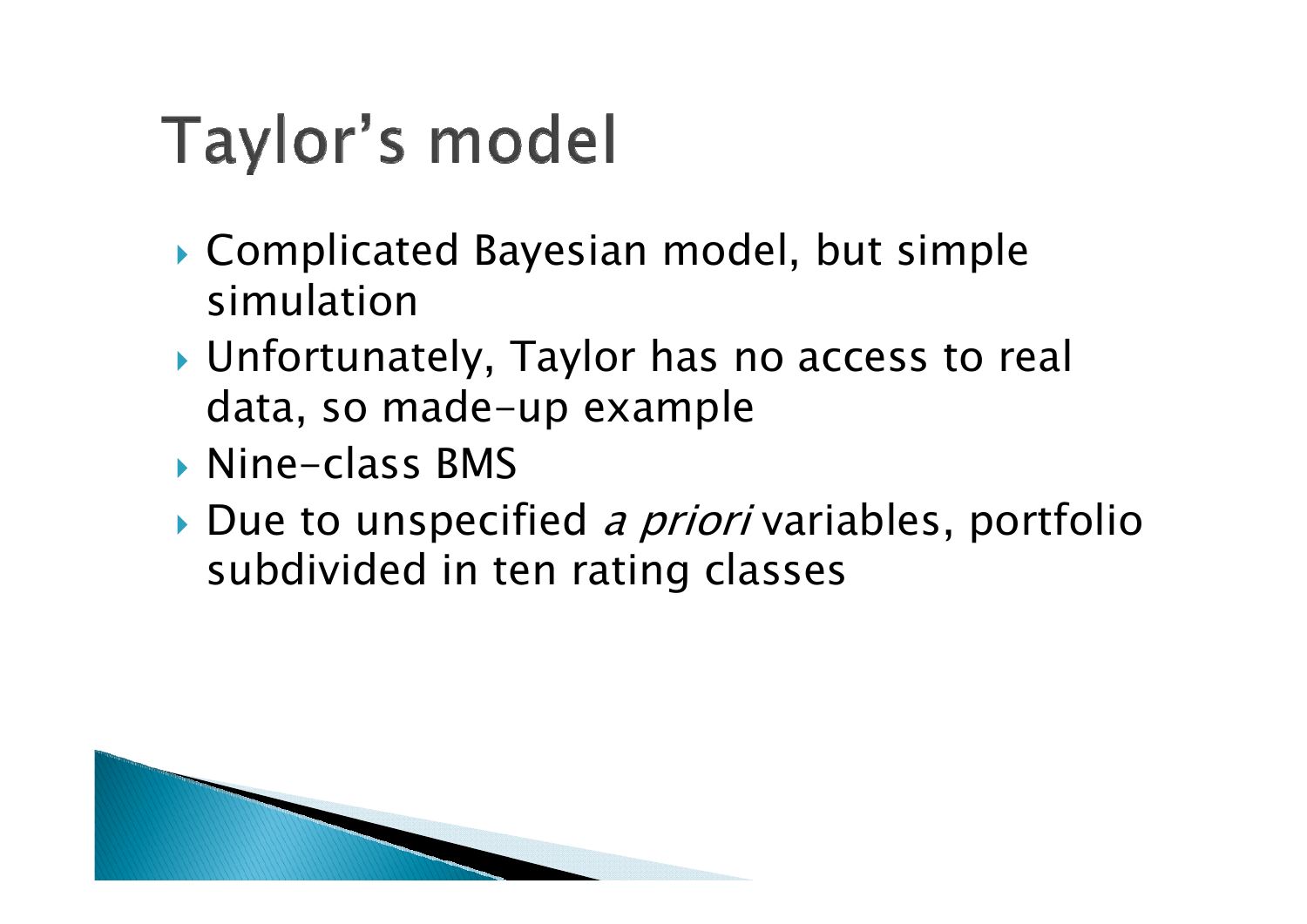# Taylor's model

- Complicated Bayesian model, but simple simulation
- Unfortunately, Taylor has no access to real data, so made-up example
- Nine-class BMS
- Due to unspecified *a priori* variables, portfolio subdivided in ten rating classes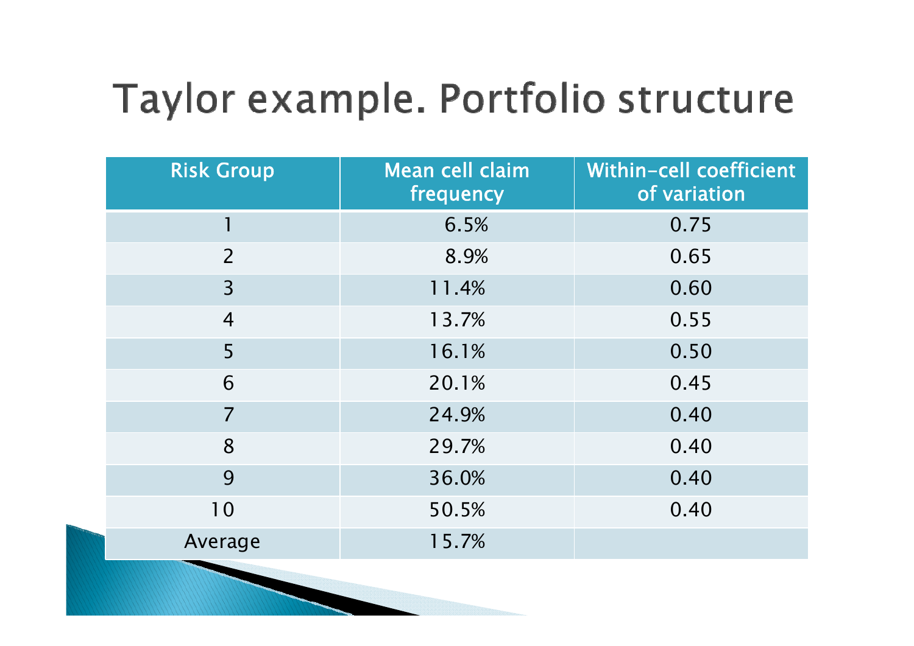# Taylor example. Portfolio structure

| Risk Group | Mean cell claim frequency | Within-cell coefficient of variation |
|---|---|---|
| 1 | 6.5% | 0.75 |
| 2 | 8.9% | 0.65 |
| 3 | 11.4% | 0.60 |
| 4 | 13.7% | 0.55 |
| 5 | 16.1% | 0.50 |
| 6 | 20.1% | 0.45 |
| 7 | 24.9% | 0.40 |
| 8 | 29.7% | 0.40 |
| 9 | 36.0% | 0.40 |
| 10 | 50.5% | 0.40 |
| Average | 15.7% | |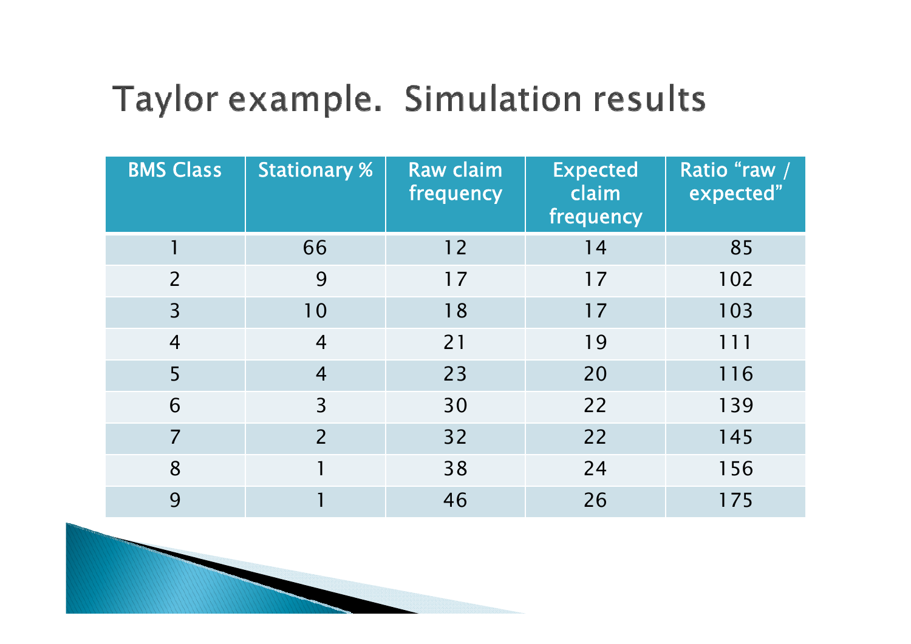# Taylor example. Simulation results

| BMS Class | Stationary % | Raw claim frequency | Expected claim frequency | Ratio “raw / expected” |
|---|---|---|---|---|
| 1 | 66 | 12 | 14 | 85 |
| 2 | 9 | 17 | 17 | 102 |
| 3 | 10 | 18 | 17 | 103 |
| 4 | 4 | 21 | 19 | 111 |
| 5 | 4 | 23 | 20 | 116 |
| 6 | 3 | 30 | 22 | 139 |
| 7 | 2 | 32 | 22 | 145 |
| 8 | 1 | 38 | 24 | 156 |
| 9 | 1 | 46 | 26 | 175 |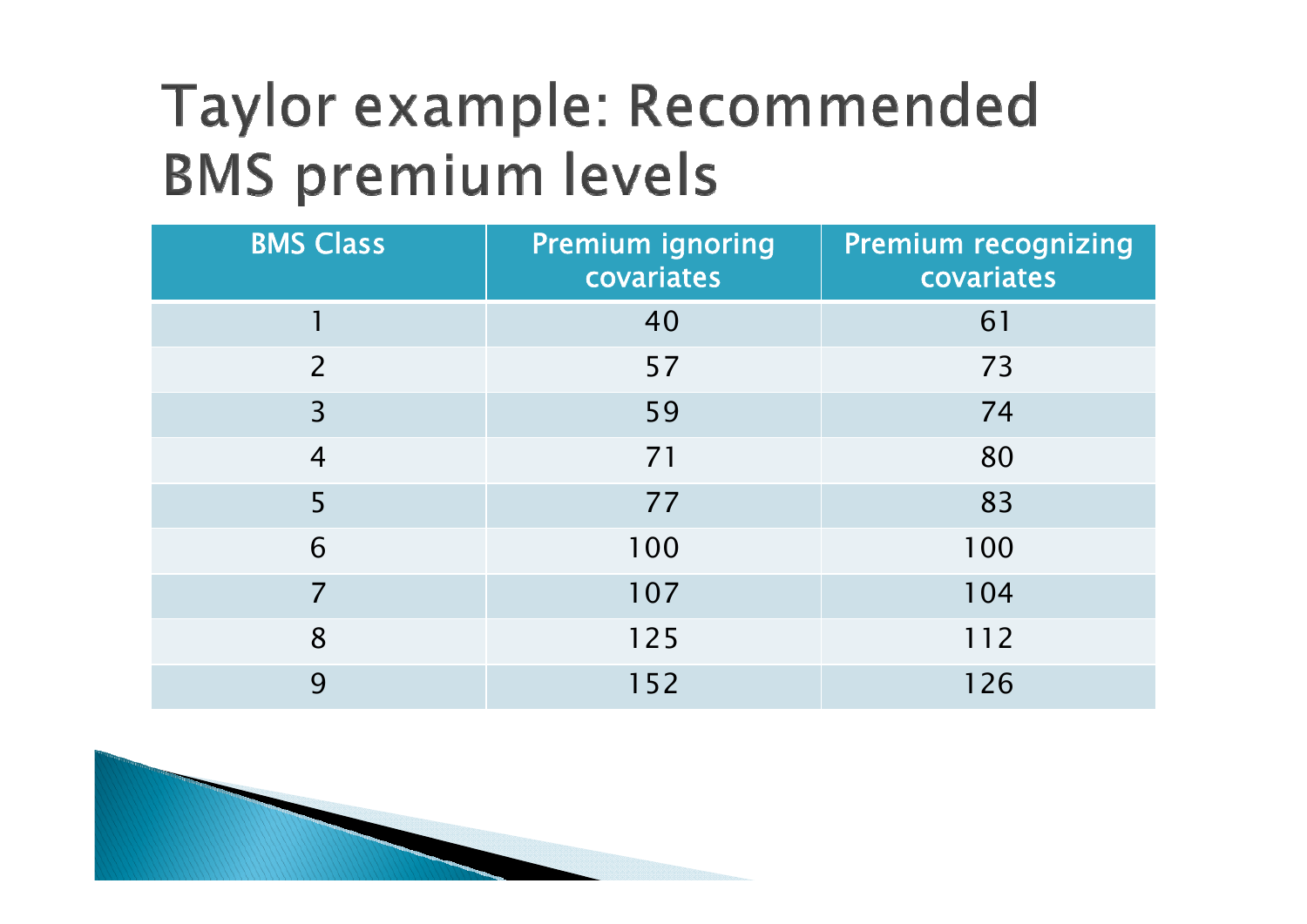# Taylor example: Recommended BMS premium levels

| BMS Class | Premium ignoring covariates | Premium recognizing covariates |
| --- | --- | --- |
| 1 | 40 | 61 |
| 2 | 57 | 73 |
| 3 | 59 | 74 |
| 4 | 71 | 80 |
| 5 | 77 | 83 |
| 6 | 100 | 100 |
| 7 | 107 | 104 |
| 8 | 125 | 112 |
| 9 | 152 | 126 |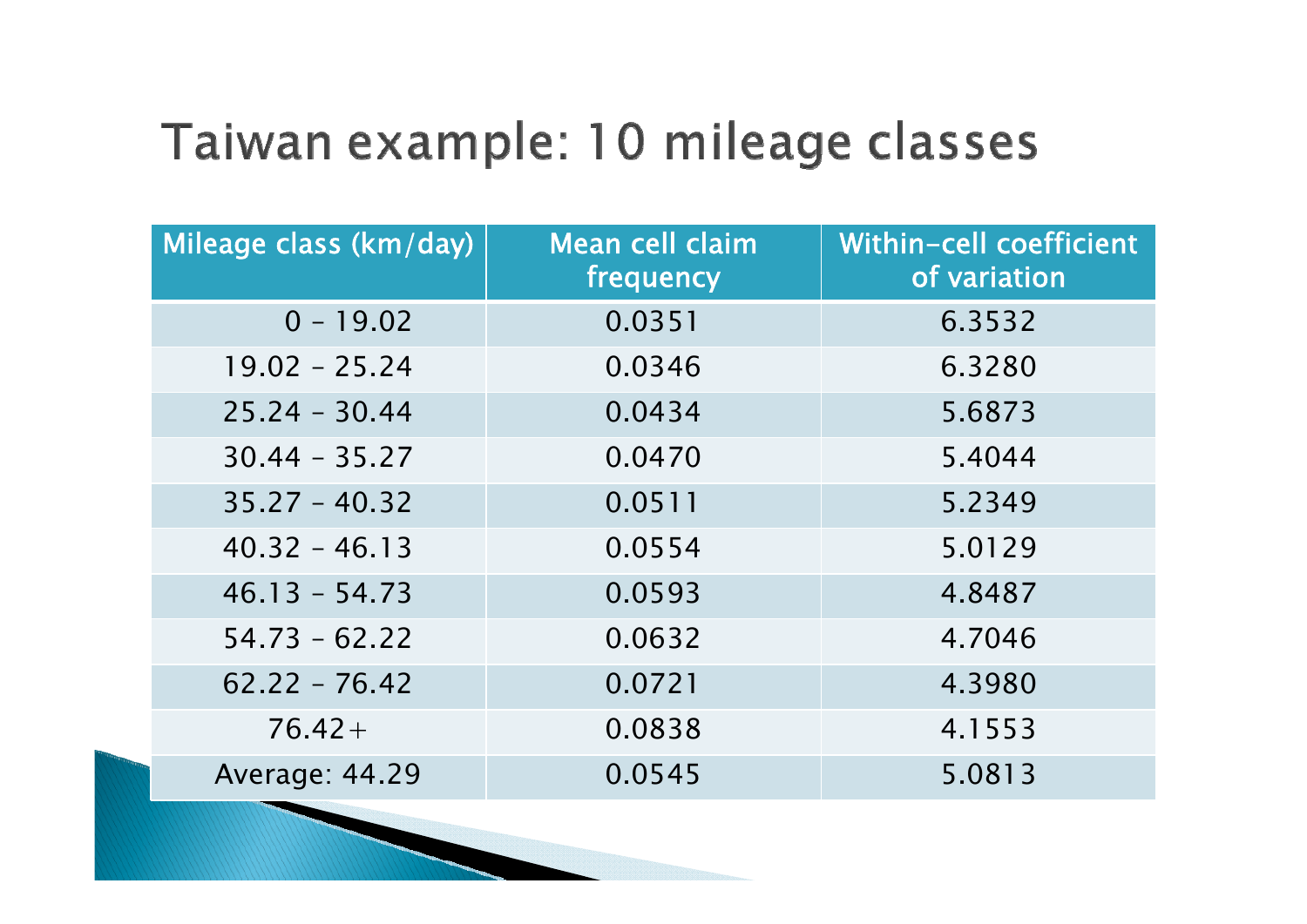# Taiwan example: 10 mileage classes

| Mileage class (km/day) | Mean cell claim frequency | Within-cell coefficient of variation |
|---|---|---|
| 0 – 19.02 | 0.0351 | 6.3532 |
| 19.02 – 25.24 | 0.0346 | 6.3280 |
| 25.24 – 30.44 | 0.0434 | 5.6873 |
| 30.44 – 35.27 | 0.0470 | 5.4044 |
| 35.27 – 40.32 | 0.0511 | 5.2349 |
| 40.32 – 46.13 | 0.0554 | 5.0129 |
| 46.13 – 54.73 | 0.0593 | 4.8487 |
| 54.73 – 62.22 | 0.0632 | 4.7046 |
| 62.22 – 76.42 | 0.0721 | 4.3980 |
| 76.42+ | 0.0838 | 4.1553 |
| Average: 44.29 | 0.0545 | 5.0813 |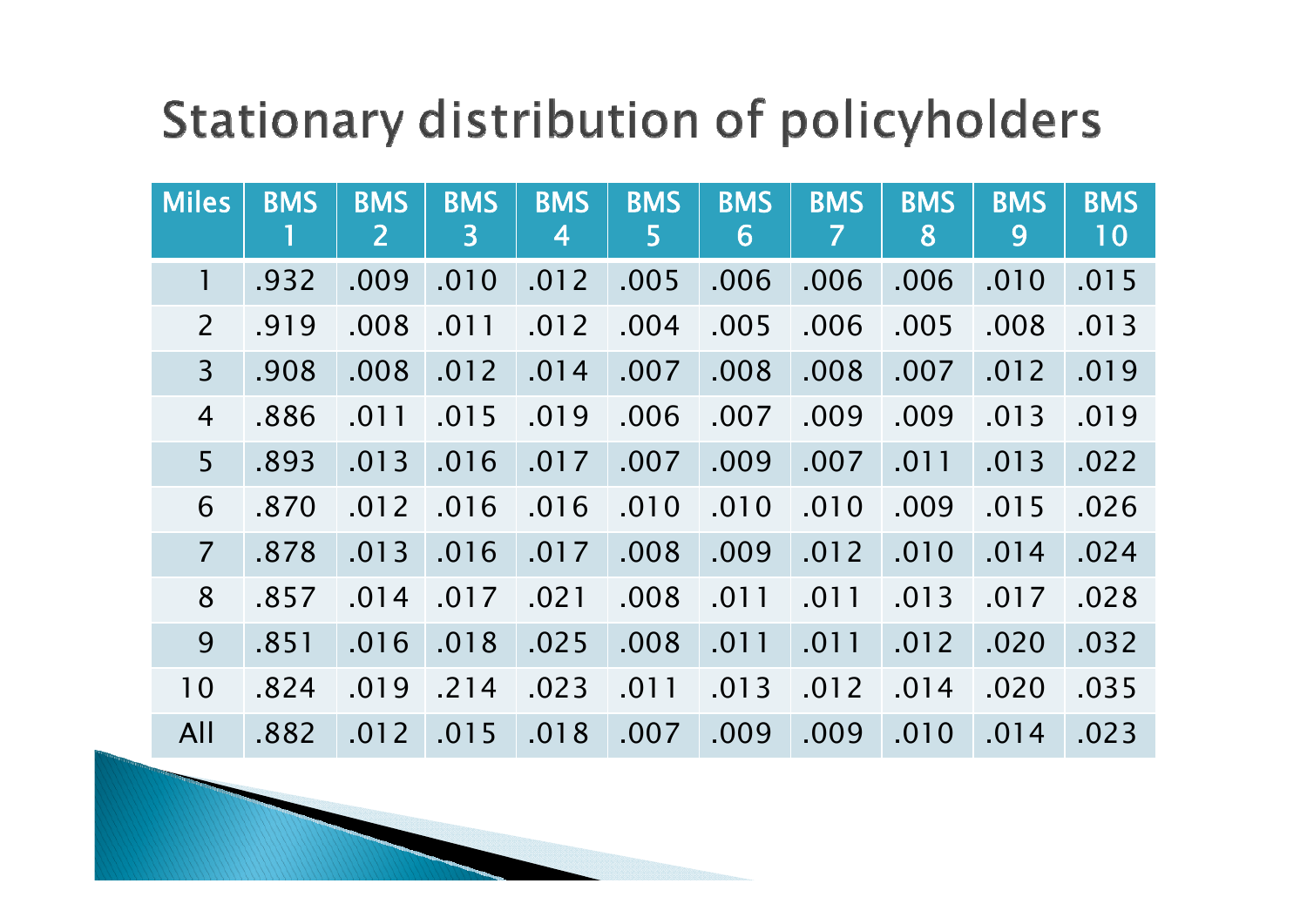# Stationary distribution of policyholders

| Miles | BMS 1 | BMS 2 | BMS 3 | BMS 4 | BMS 5 | BMS 6 | BMS 7 | BMS 8 | BMS 9 | BMS 10 |
|---|---|---|---|---|---|---|---|---|---|---|
| 1 | .932 | .009 | .010 | .012 | .005 | .006 | .006 | .006 | .010 | .015 |
| 2 | .919 | .008 | .011 | .012 | .004 | .005 | .006 | .005 | .008 | .013 |
| 3 | .908 | .008 | .012 | .014 | .007 | .008 | .008 | .007 | .012 | .019 |
| 4 | .886 | .011 | .015 | .019 | .006 | .007 | .009 | .009 | .013 | .019 |
| 5 | .893 | .013 | .016 | .017 | .007 | .009 | .007 | .011 | .013 | .022 |
| 6 | .870 | .012 | .016 | .016 | .010 | .010 | .010 | .009 | .015 | .026 |
| 7 | .878 | .013 | .016 | .017 | .008 | .009 | .012 | .010 | .014 | .024 |
| 8 | .857 | .014 | .017 | .021 | .008 | .011 | .011 | .013 | .017 | .028 |
| 9 | .851 | .016 | .018 | .025 | .008 | .011 | .011 | .012 | .020 | .032 |
| 10 | .824 | .019 | .214 | .023 | .011 | .013 | .012 | .014 | .020 | .035 |
| All | .882 | .012 | .015 | .018 | .007 | .009 | .009 | .010 | .014 | .023 |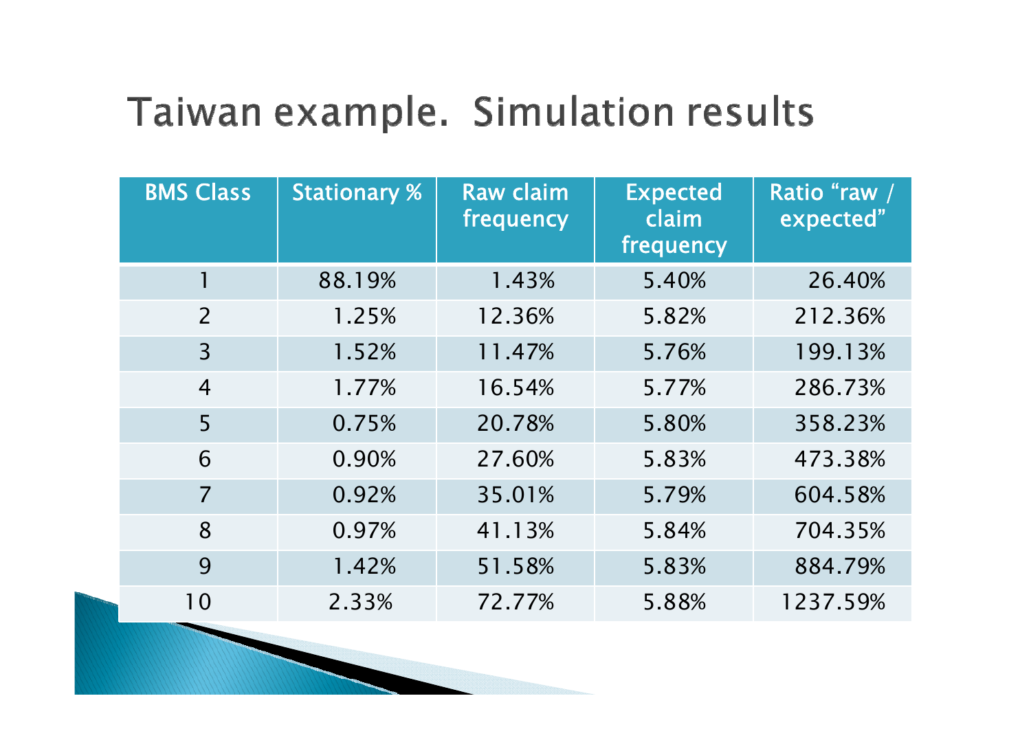# Taiwan example. Simulation results

| BMS Class | Stationary % | Raw claim frequency | Expected claim frequency | Ratio "raw / expected" |
|---|---|---|---|---|
| 1 | 88.19% | 1.43% | 5.40% | 26.40% |
| 2 | 1.25% | 12.36% | 5.82% | 212.36% |
| 3 | 1.52% | 11.47% | 5.76% | 199.13% |
| 4 | 1.77% | 16.54% | 5.77% | 286.73% |
| 5 | 0.75% | 20.78% | 5.80% | 358.23% |
| 6 | 0.90% | 27.60% | 5.83% | 473.38% |
| 7 | 0.92% | 35.01% | 5.79% | 604.58% |
| 8 | 0.97% | 41.13% | 5.84% | 704.35% |
| 9 | 1.42% | 51.58% | 5.83% | 884.79% |
| 10 | 2.33% | 72.77% | 5.88% | 1237.59% |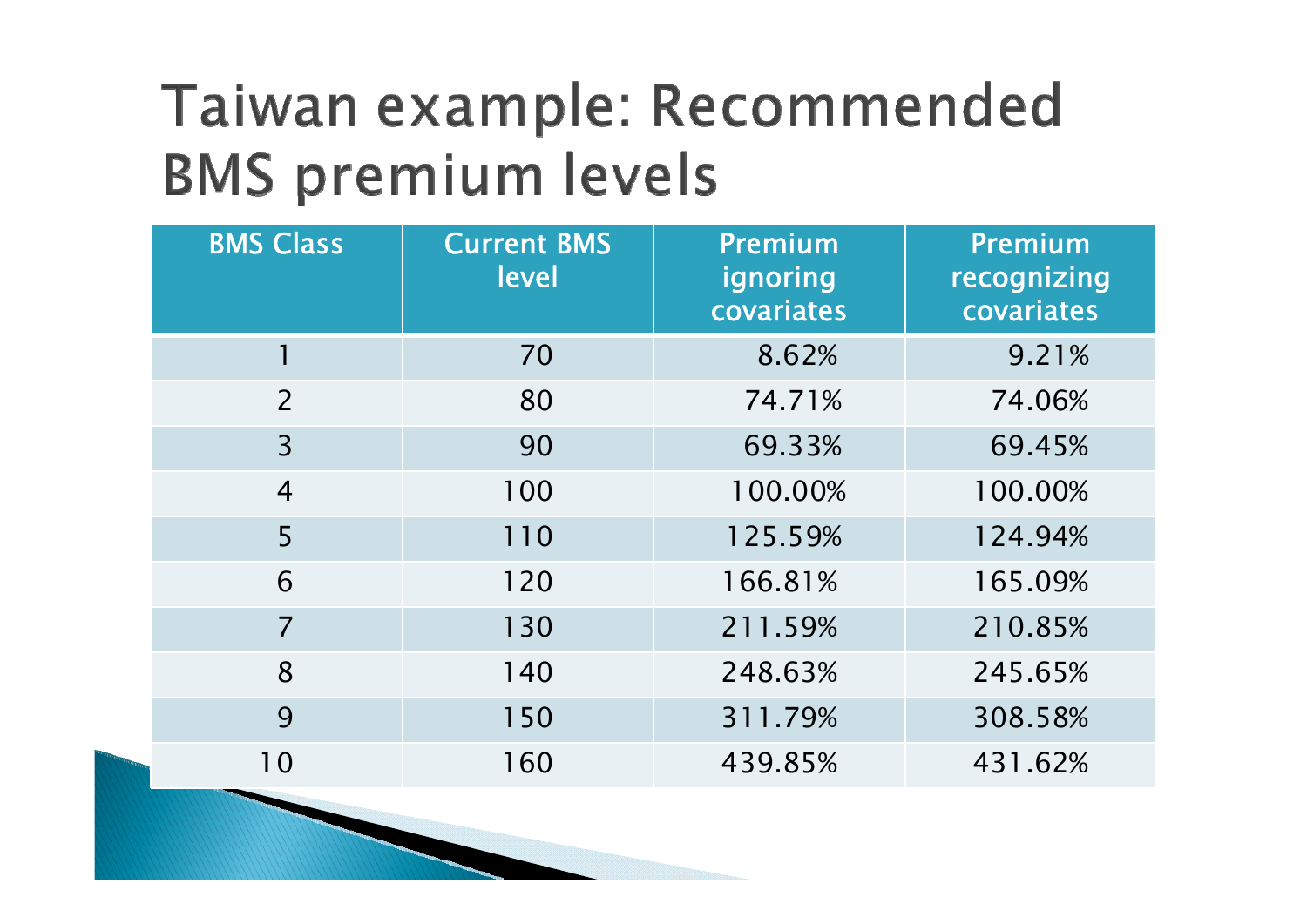# Taiwan example: Recommended BMS premium levels

| BMS Class | Current BMS level | Premium ignoring covariates | Premium recognizing covariates |
|---|---|---|---|
| 1 | 70 | 8.62% | 9.21% |
| 2 | 80 | 74.71% | 74.06% |
| 3 | 90 | 69.33% | 69.45% |
| 4 | 100 | 100.00% | 100.00% |
| 5 | 110 | 125.59% | 124.94% |
| 6 | 120 | 166.81% | 165.09% |
| 7 | 130 | 211.59% | 210.85% |
| 8 | 140 | 248.63% | 245.65% |
| 9 | 150 | 311.79% | 308.58% |
| 10 | 160 | 439.85% | 431.62% |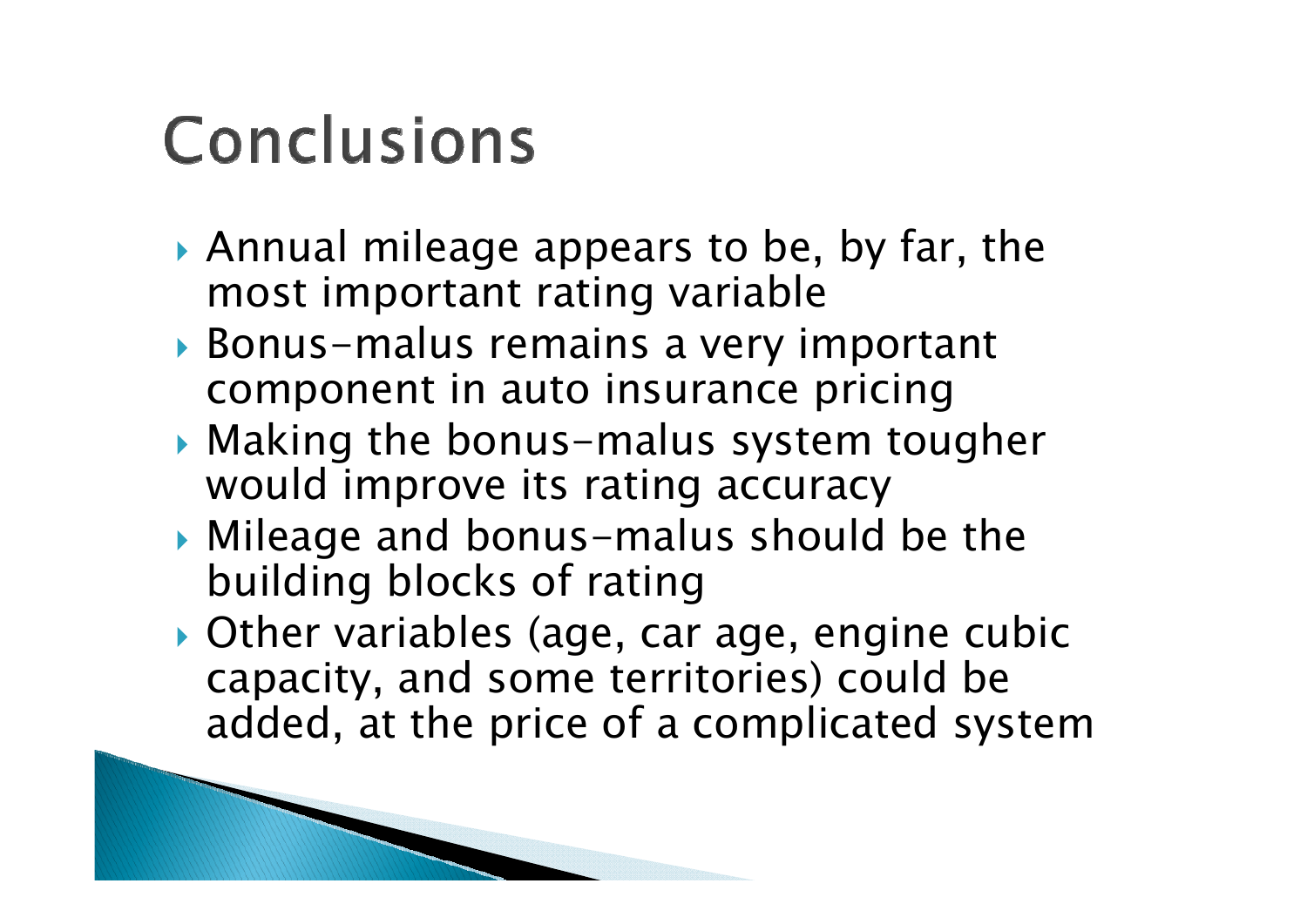# Conclusions

- Annual mileage appears to be, by far, the most important rating variable
- Bonus-malus remains a very important component in auto insurance pricing
- Making the bonus-malus system tougher would improve its rating accuracy
- Mileage and bonus-malus should be the building blocks of rating
- Other variables (age, car age, engine cubic capacity, and some territories) could be added, at the price of a complicated system